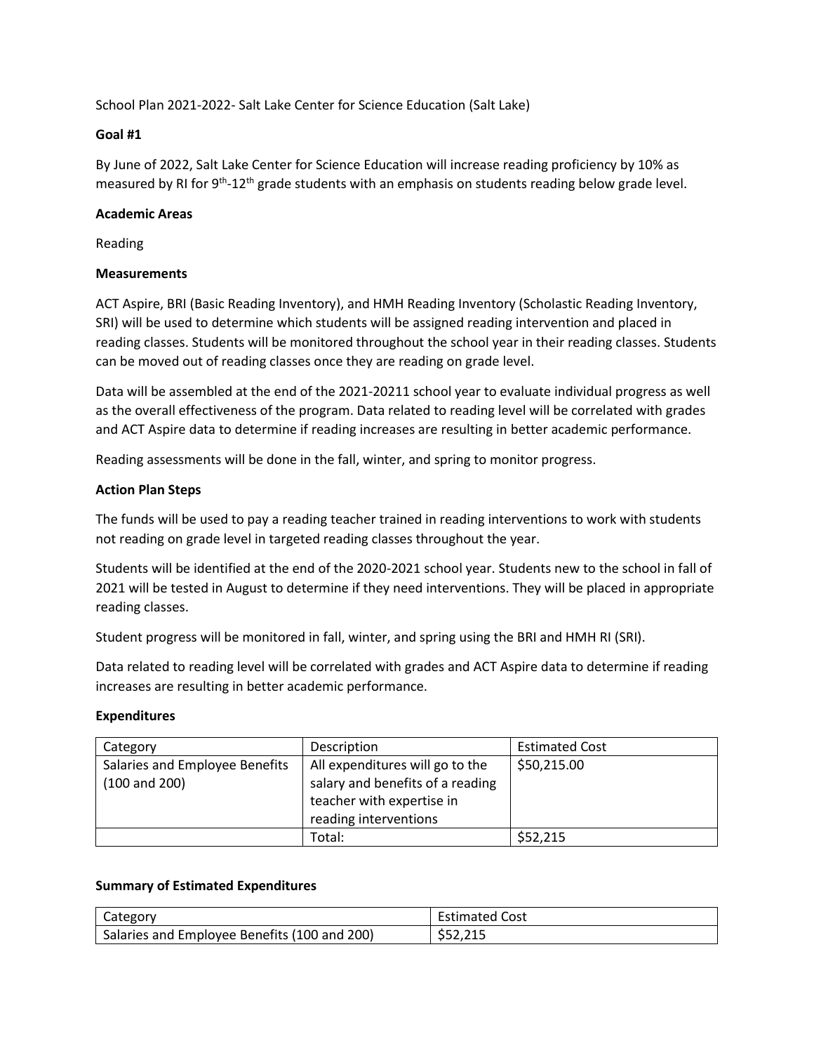School Plan 2021-2022- Salt Lake Center for Science Education (Salt Lake)

**Goal #1**

By June of 2022, Salt Lake Center for Science Education will increase reading proficiency by 10% as measured by RI for 9th-12th grade students with an emphasis on students reading below grade level.

**Academic Areas**

Reading

**Measurements**

ACT Aspire, BRI (Basic Reading Inventory), and HMH Reading Inventory (Scholastic Reading Inventory, SRI) will be used to determine which students will be assigned reading intervention and placed in reading classes. Students will be monitored throughout the school year in their reading classes. Students can be moved out of reading classes once they are reading on grade level.

Data will be assembled at the end of the 2021-20211 school year to evaluate individual progress as well as the overall effectiveness of the program. Data related to reading level will be correlated with grades and ACT Aspire data to determine if reading increases are resulting in better academic performance.

Reading assessments will be done in the fall, winter, and spring to monitor progress.

**Action Plan Steps**

The funds will be used to pay a reading teacher trained in reading interventions to work with students not reading on grade level in targeted reading classes throughout the year.

Students will be identified at the end of the 2020-2021 school year. Students new to the school in fall of 2021 will be tested in August to determine if they need interventions. They will be placed in appropriate reading classes.

Student progress will be monitored in fall, winter, and spring using the BRI and HMH RI (SRI).

Data related to reading level will be correlated with grades and ACT Aspire data to determine if reading increases are resulting in better academic performance.

**Expenditures**

| Category | Description | Estimated Cost |
|---|---|---|
| Salaries and Employee Benefits (100 and 200) | All expenditures will go to the salary and benefits of a reading teacher with expertise in reading interventions | $50,215.00 |
| | Total: | $52,215 |

**Summary of Estimated Expenditures**

| Category | Estimated Cost |
|---|---|
| Salaries and Employee Benefits (100 and 200) | $52,215 |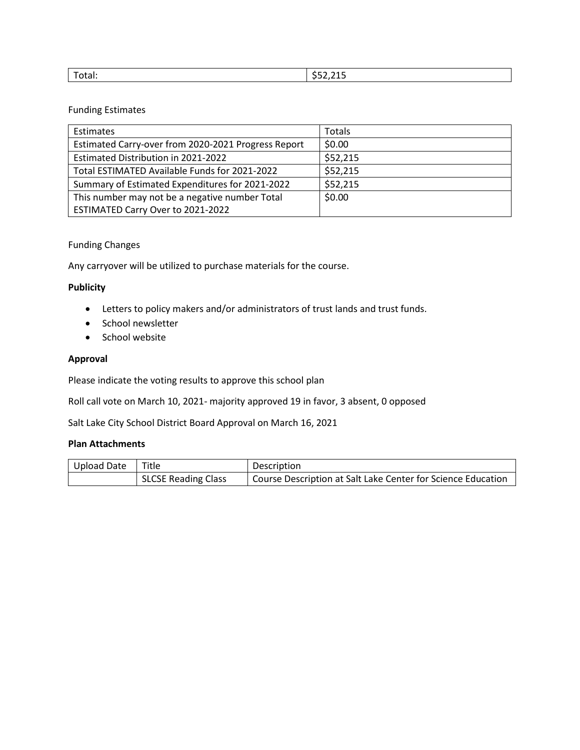| | |
|---|---|
| Total: | $52,215 |

Funding Estimates

| Estimates | Totals |
|---|---|
| Estimated Carry-over from 2020-2021 Progress Report | $0.00 |
| Estimated Distribution in 2021-2022 | $52,215 |
| Total ESTIMATED Available Funds for 2021-2022 | $52,215 |
| Summary of Estimated Expenditures for 2021-2022 | $52,215 |
| This number may not be a negative number Total ESTIMATED Carry Over to 2021-2022 | $0.00 |

Funding Changes

Any carryover will be utilized to purchase materials for the course.

**Publicity**

- Letters to policy makers and/or administrators of trust lands and trust funds.
- School newsletter
- School website

**Approval**

Please indicate the voting results to approve this school plan

Roll call vote on March 10, 2021- majority approved 19 in favor, 3 absent, 0 opposed

Salt Lake City School District Board Approval on March 16, 2021

**Plan Attachments**

| Upload Date | Title | Description |
|---|---|---|
| | SLCSE Reading Class | Course Description at Salt Lake Center for Science Education |